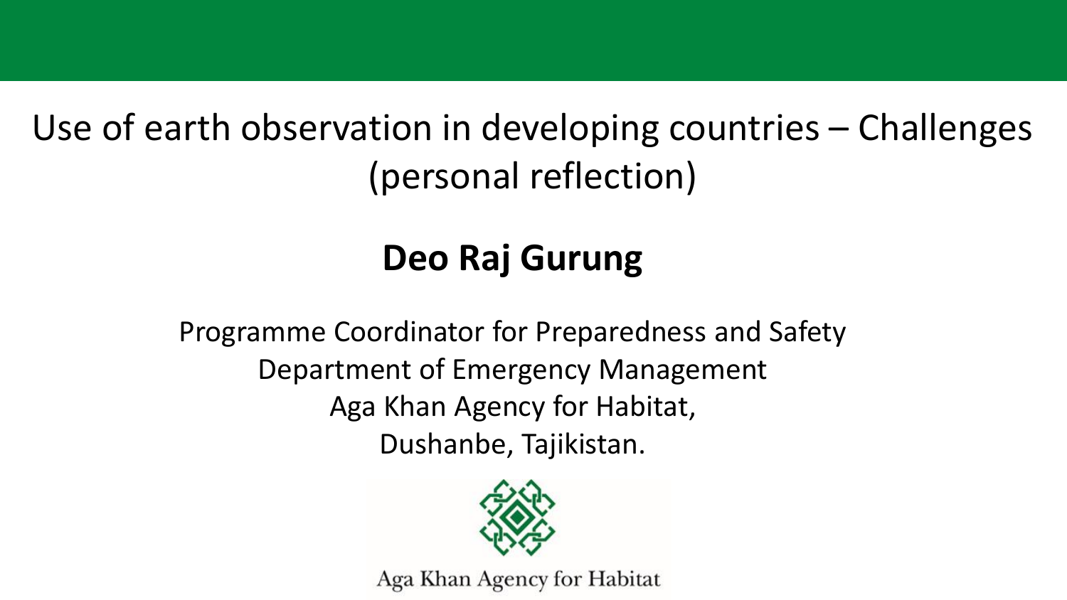# Use of earth observation in developing countries – Challenges (personal reflection)

**Deo Raj Gurung**

Programme Coordinator for Preparedness and Safety
Department of Emergency Management
Aga Khan Agency for Habitat,
Dushanbe, Tajikistan.

Aga Khan Agency for Habitat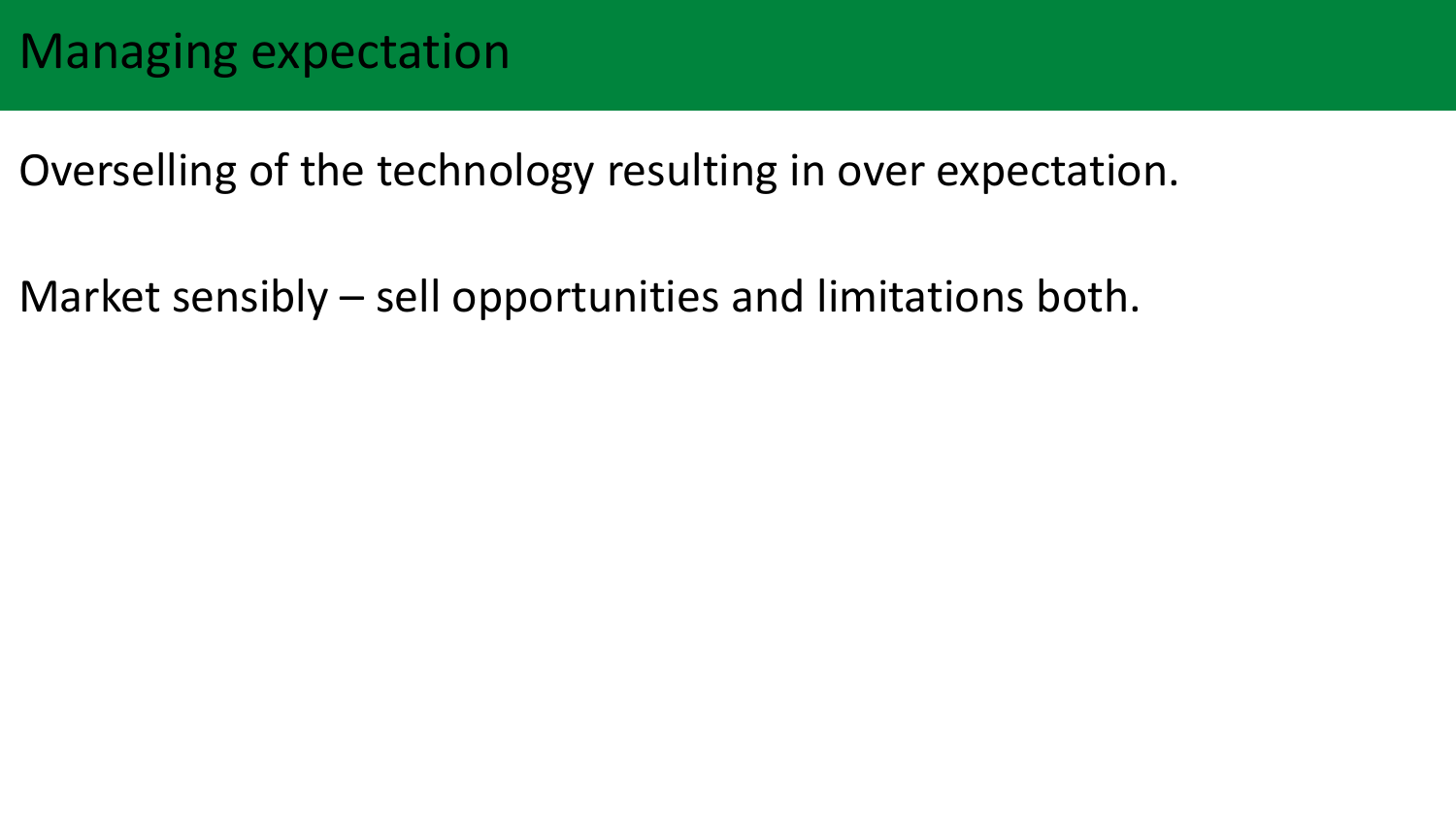# Managing expectation

Overselling of the technology resulting in over expectation.

Market sensibly – sell opportunities and limitations both.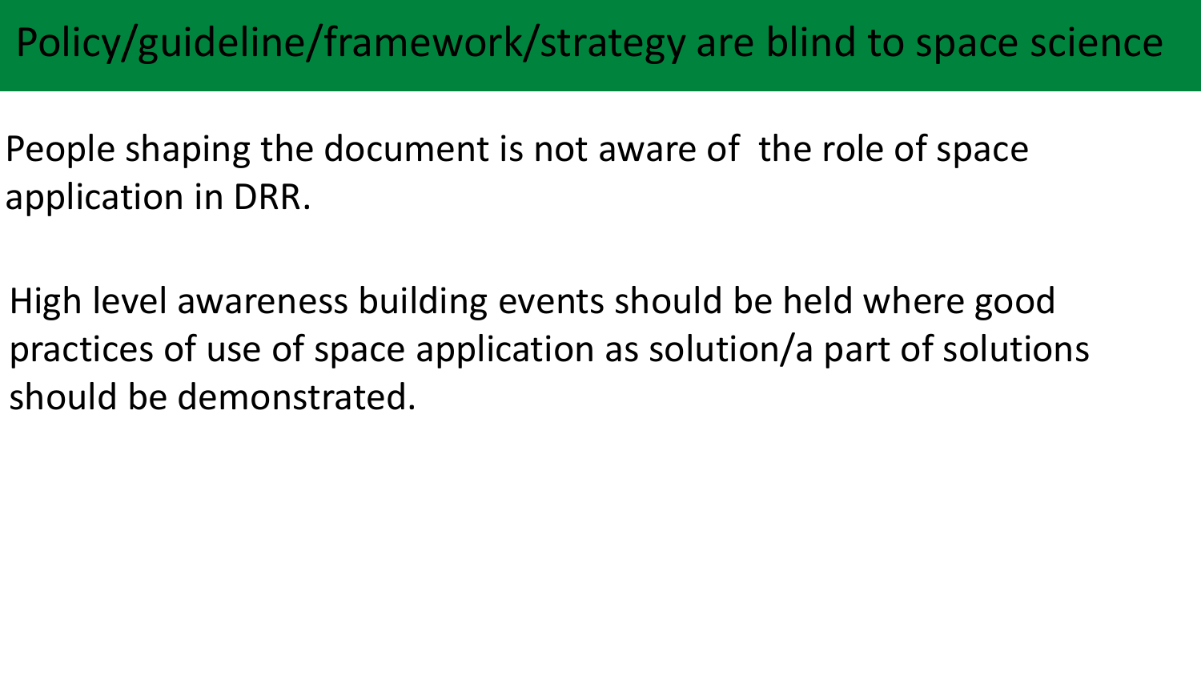# Policy/guideline/framework/strategy are blind to space science

People shaping the document is not aware of the role of space application in DRR.

High level awareness building events should be held where good practices of use of space application as solution/a part of solutions should be demonstrated.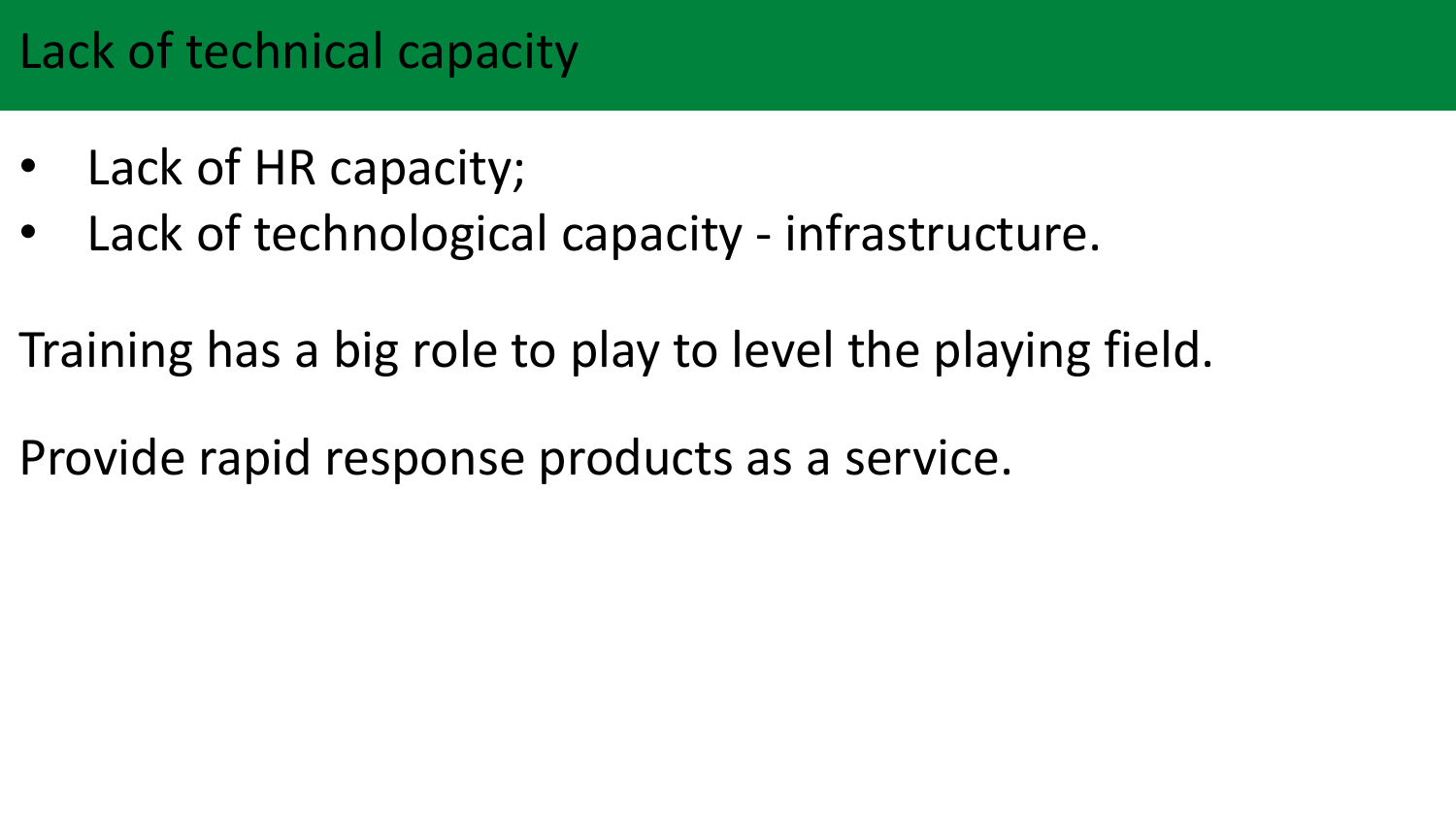# Lack of technical capacity

- Lack of HR capacity;
- Lack of technological capacity - infrastructure.

Training has a big role to play to level the playing field.

Provide rapid response products as a service.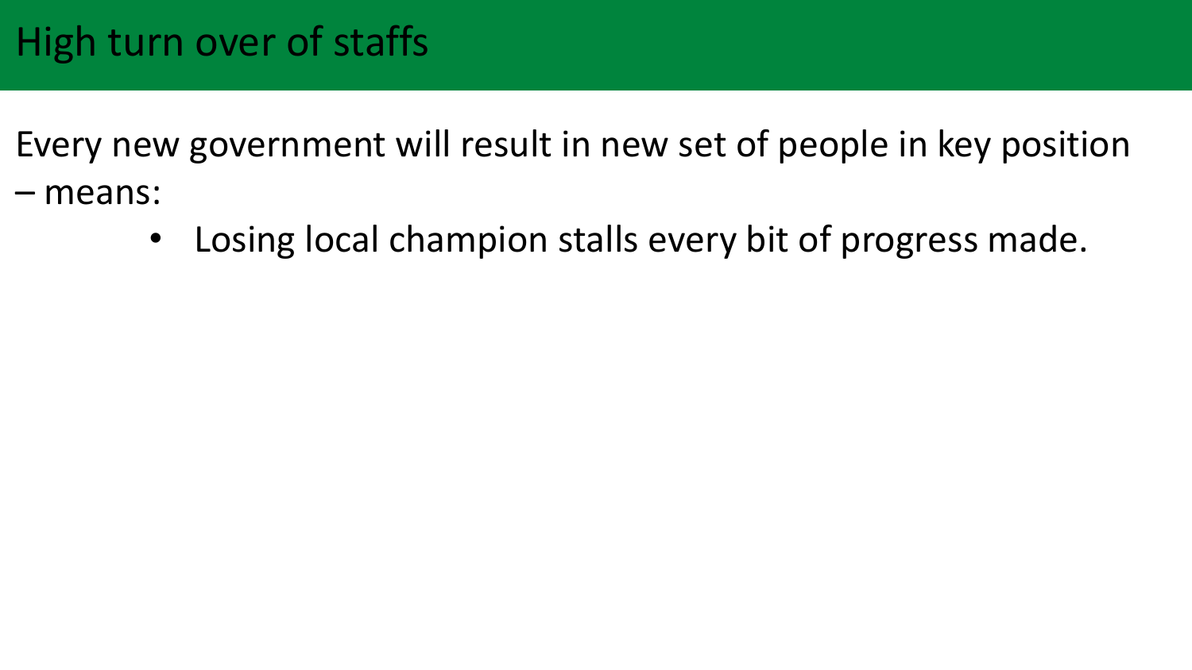# High turn over of staffs

Every new government will result in new set of people in key position – means:

- Losing local champion stalls every bit of progress made.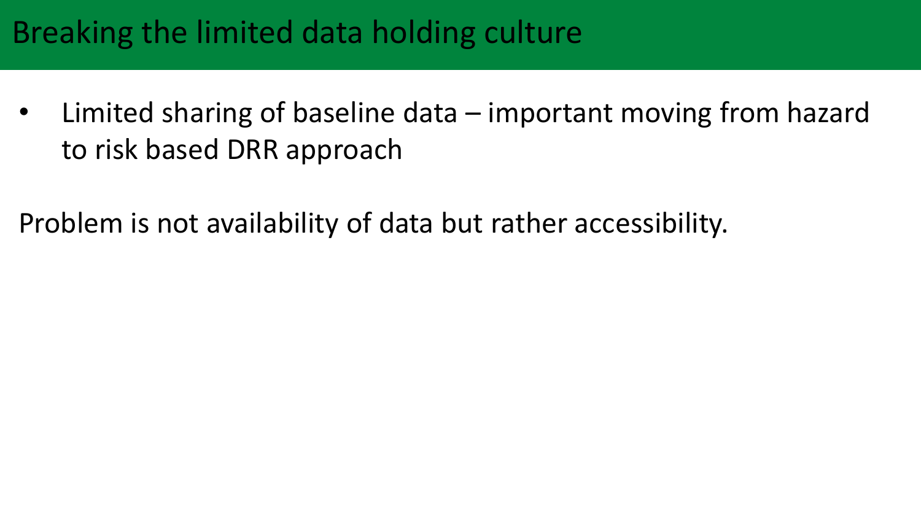# Breaking the limited data holding culture

- Limited sharing of baseline data – important moving from hazard to risk based DRR approach

Problem is not availability of data but rather accessibility.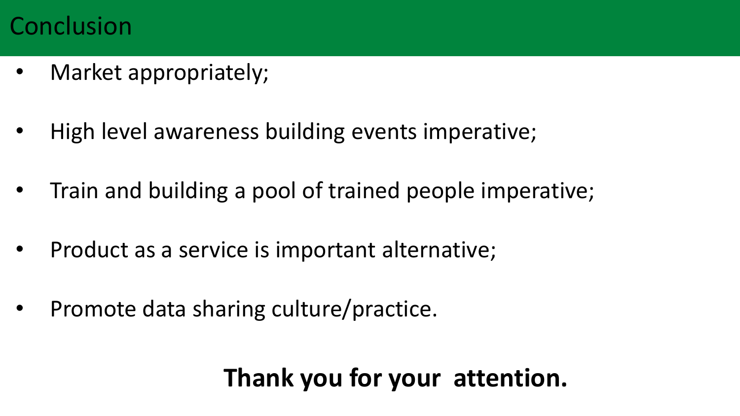# Conclusion

- Market appropriately;
- High level awareness building events imperative;
- Train and building a pool of trained people imperative;
- Product as a service is important alternative;
- Promote data sharing culture/practice.

**Thank you for your attention.**